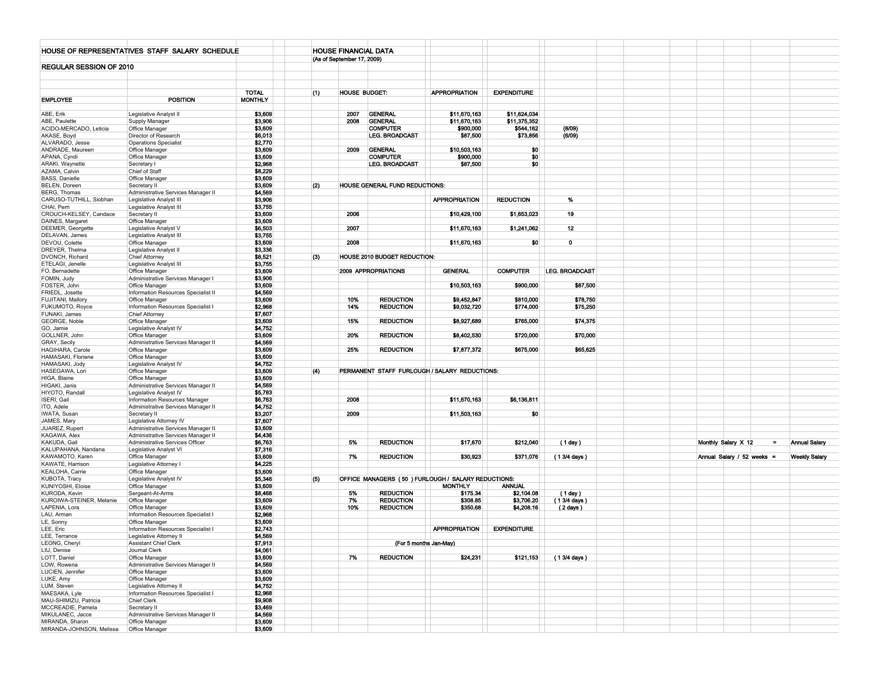# HOUSE OF REPRESENTATIVES STAFF SALARY SCHEDULE

## REGULAR SESSION OF 2010

| EMPLOYEE | POSITION | TOTAL MONTHLY |
|---|---|---|
| ABE, Erik | Legislative Analyst II | $3,609 |
| ABE, Paulette | Supply Manager | $3,906 |
| ACIDO-MERCADO, Leticia | Office Manager | $3,609 |
| AKASE, Boyd | Director of Research | $6,013 |
| ALVARADO, Jesse | Operations Specialist | $2,770 |
| ANDRADE, Maureen | Office Manager | $3,609 |
| APANA, Cyndi | Office Manager | $3,609 |
| ARAKI, Waynette | Secretary I | $2,968 |
| AZAMA, Calvin | Chief of Staff | $8,229 |
| BASS, Danielle | Office Manager | $3,609 |
| BELEN, Doreen | Secretary II | $3,609 |
| BERG, Thomas | Administrative Services Manager II | $4,569 |
| CARUSO-TUTHILL, Siobhan | Legislative Analyst III | $3,906 |
| CHAI, Perri | Legislative Analyst III | $3,755 |
| CROUCH-KELSEY, Candace | Secretary II | $3,609 |
| DAINES, Margaret | Office Manager | $3,609 |
| DEEMER, Georgette | Legislative Analyst V | $6,503 |
| DELAVAN, James | Legislative Analyst III | $3,755 |
| DEVOU, Colette | Office Manager | $3,609 |
| DREYER, Thelma | Legislative Analyst II | $3,336 |
| DVONCH, Richard | Chief Attorney | $8,521 |
| ETELAGI, Jenelle | Legislative Analyst III | $3,755 |
| FO, Bernadette | Office Manager | $3,609 |
| FOMIN, Judy | Administrative Services Manager I | $3,906 |
| FOSTER, John | Office Manager | $3,609 |
| FRIEDL, Josette | Information Resources Specialist II | $4,569 |
| FUJITANI, Mallory | Office Manager | $3,609 |
| FUKUMOTO, Royce | Information Resources Specialist I | $2,968 |
| FUNAKI, James | Chief Attorney | $7,607 |
| GEORGE, Noble | Office Manager | $3,609 |
| GO, Jamie | Legislative Analyst IV | $4,752 |
| GOLLNER, John | Office Manager | $3,609 |
| GRAY, Secily | Administrative Services Manager II | $4,569 |
| HAGIHARA, Carole | Office Manager | $3,609 |
| HAMASAKI, Floriene | Office Manager | $3,609 |
| HAMASAKI, Jody | Legislative Analyst IV | $4,752 |
| HASEGAWA, Lori | Office Manager | $3,609 |
| HIGA, Blaine | Office Manager | $3,609 |
| HIGAKI, Janis | Administrative Services Manager II | $4,569 |
| HIYOTO, Randall | Legislative Analyst IV | $5,783 |
| ISERI, Gail | Information Resources Manager | $6,763 |
| ITO, Adele | Administrative Services Manager II | $4,752 |
| IWATA, Susan | Secretary II | $3,207 |
| JAMES, Mary | Legislative Attorney IV | $7,607 |
| JUAREZ, Rupert | Administrative Services Manager II | $3,609 |
| KAGAWA, Alex | Administrative Services Manager II | $4,436 |
| KAKUDA, Gail | Administrative Services Officer | $6,763 |
| KALUPAHANA, Nandana | Legislative Analyst VI | $7,316 |
| KAWAMOTO, Karen | Office Manager | $3,609 |
| KAWATE, Harrison | Legislative Attorney I | $4,225 |
| KEALOHA, Carrie | Office Manager | $3,609 |
| KUBOTA, Tracy | Legislative Analyst IV | $5,346 |
| KUNIYOSHI, Eloise | Office Manager | $3,609 |
| KURODA, Kevin | Sergeant-At-Arms | $8,468 |
| KUROIWA-STEINER, Melanie | Office Manager | $3,609 |
| LAPENIA, Lora | Office Manager | $3,609 |
| LAU, Arman | Information Resources Specialist I | $2,968 |
| LE, Sonny | Office Manager | $3,609 |
| LEE, Eric | Information Resources Specialist I | $2,743 |
| LEE, Terrance | Legislative Attorney II | $4,569 |
| LEONG, Cheryl | Assistant Chief Clerk | $7,913 |
| LIU, Denise | Journal Clerk | $4,061 |
| LOTT, Daniel | Office Manager | $3,609 |
| LOW, Rowena | Administrative Services Manager II | $4,569 |
| LUCIEN, Jennifer | Office Manager | $3,609 |
| LUKE, Amy | Office Manager | $3,609 |
| LUM, Steven | Legislative Attorney II | $4,752 |
| MAESAKA, Lyle | Information Resources Specialist I | $2,968 |
| MAU-SHIMIZU, Patricia | Chief Clerk | $9,908 |
| MCCREADIE, Pamela | Secretary II | $3,469 |
| MIKULANEC, Jacce | Administrative Services Manager II | $4,569 |
| MIRANDA, Sharon | Office Manager | $3,609 |
| MIRANDA-JOHNSON, Melissa | Office Manager | $3,609 |

## HOUSE FINANCIAL DATA

(As of September 17, 2009)

### (1) HOUSE BUDGET:

| Year | Item | APPROPRIATION | EXPENDITURE | |
|---|---|---|---|---|
| 2007 | GENERAL | $11,670,163 | $11,624,034 | |
| 2008 | GENERAL | $11,670,163 | $11,375,352 | |
| | COMPUTER | $900,000 | $544,162 | (8/09) |
| | LEG. BROADCAST | $87,500 | $73,856 | (6/09) |
| 2009 | GENERAL | $10,503,163 | $0 | |
| | COMPUTER | $900,000 | $0 | |
| | LEG. BROADCAST | $87,500 | $0 | |

### (2) HOUSE GENERAL FUND REDUCTIONS:

| Year | APPROPRIATION | REDUCTION | % |
|---|---|---|---|
| 2006 | $10,429,100 | $1,653,023 | 19 |
| 2007 | $11,670,163 | $1,241,062 | 12 |
| 2008 | $11,670,163 | $0 | 0 |

### (3) HOUSE 2010 BUDGET REDUCTION:

| 2009 APPROPRIATIONS | | GENERAL | COMPUTER | LEG. BROADCAST |
|---|---|---|---|---|
| | | $10,503,163 | $900,000 | $87,500 |
| 10% | REDUCTION | $9,452,847 | $810,000 | $78,750 |
| 14% | REDUCTION | $9,032,720 | $774,000 | $75,250 |
| 15% | REDUCTION | $8,927,689 | $765,000 | $74,375 |
| 20% | REDUCTION | $8,402,530 | $720,000 | $70,000 |
| 25% | REDUCTION | $7,877,372 | $675,000 | $65,625 |

### (4) PERMANENT STAFF FURLOUGH / SALARY REDUCTIONS:

| | | | | |
|---|---|---|---|---|
| 2008 | | $11,670,163 | $6,136,811 | |
| 2009 | | $11,503,163 | $0 | |
| 5% | REDUCTION | $17,670 | $212,040 | ( 1 day ) |
| 7% | REDUCTION | $30,923 | $371,076 | ( 1 3/4 days ) |

Monthly Salary X 12 = Annual Salary

Annual Salary / 52 weeks = Weekly Salary

### (5) OFFICE MANAGERS ( 50 ) FURLOUGH / SALARY REDUCTIONS:

| | | MONTHLY | ANNUAL | |
|---|---|---|---|---|
| 5% | REDUCTION | $175.34 | $2,104.08 | ( 1 day ) |
| 7% | REDUCTION | $308.85 | $3,706.20 | ( 1 3/4 days ) |
| 10% | REDUCTION | $350.68 | $4,208.16 | ( 2 days ) |

| | | APPROPRIATION | EXPENDITURE | |
|---|---|---|---|---|
| | | (For 5 months Jan-May) | | |
| 7% | REDUCTION | $24,231 | $121,153 | ( 1 3/4 days ) |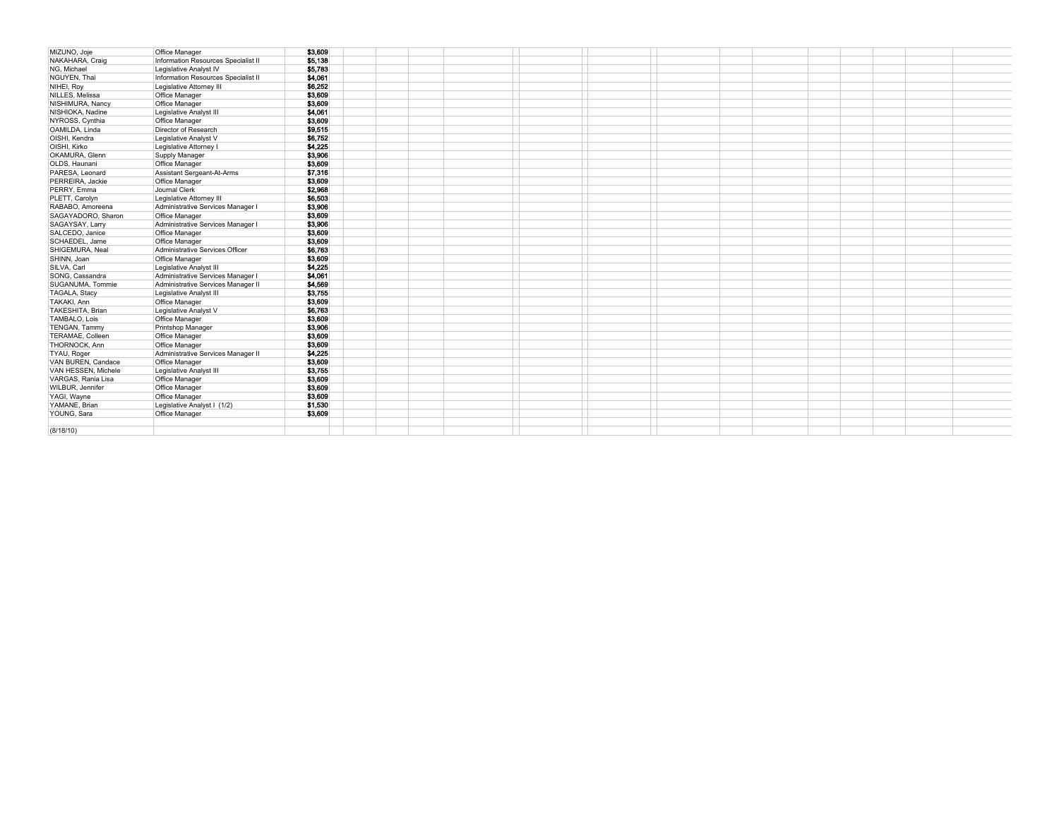| | | |
|---|---|---|
| MIZUNO, Joje | Office Manager | **$3,609** |
| NAKAHARA, Craig | Information Resources Specialist II | **$5,138** |
| NG, Michael | Legislative Analyst IV | **$5,783** |
| NGUYEN, Thai | Information Resources Specialist II | **$4,061** |
| NIHEI, Roy | Legislative Attorney III | **$6,252** |
| NILLES, Melissa | Office Manager | **$3,609** |
| NISHIMURA, Nancy | Office Manager | **$3,609** |
| NISHIOKA, Nadine | Legislative Analyst III | **$4,061** |
| NYROSS, Cynthia | Office Manager | **$3,609** |
| OAMILDA, Linda | Director of Research | **$9,515** |
| OISHI, Kendra | Legislative Analyst V | **$6,752** |
| OISHI, Kirko | Legislative Attorney I | **$4,225** |
| OKAMURA, Glenn | Supply Manager | **$3,906** |
| OLDS, Haunani | Office Manager | **$3,609** |
| PARESA, Leonard | Assistant Sergeant-At-Arms | **$7,316** |
| PERREIRA, Jackie | Office Manager | **$3,609** |
| PERRY, Emma | Journal Clerk | **$2,968** |
| PLETT, Carolyn | Legislative Attorney III | **$6,503** |
| RABABO, Amoreena | Administrative Services Manager I | **$3,906** |
| SAGAYADORO, Sharon | Office Manager | **$3,609** |
| SAGAYSAY, Larry | Administrative Services Manager I | **$3,906** |
| SALCEDO, Janice | Office Manager | **$3,609** |
| SCHAEDEL, Jame | Office Manager | **$3,609** |
| SHIGEMURA, Neal | Administrative Services Officer | **$6,763** |
| SHINN, Joan | Office Manager | **$3,609** |
| SILVA, Carl | Legislative Analyst III | **$4,225** |
| SONG, Cassandra | Administrative Services Manager I | **$4,061** |
| SUGANUMA, Tommie | Administrative Services Manager II | **$4,569** |
| TAGALA, Stacy | Legislative Analyst III | **$3,755** |
| TAKAKI, Ann | Office Manager | **$3,609** |
| TAKESHITA, Brian | Legislative Analyst V | **$6,763** |
| TAMBALO, Lois | Office Manager | **$3,609** |
| TENGAN, Tammy | Printshop Manager | **$3,906** |
| TERAMAE, Colleen | Office Manager | **$3,609** |
| THORNOCK, Ann | Office Manager | **$3,609** |
| TYAU, Roger | Administrative Services Manager II | **$4,225** |
| VAN BUREN, Candace | Office Manager | **$3,609** |
| VAN HESSEN, Michele | Legislative Analyst III | **$3,755** |
| VARGAS, Rania Lisa | Office Manager | **$3,609** |
| WILBUR, Jennifer | Office Manager | **$3,609** |
| YAGI, Wayne | Office Manager | **$3,609** |
| YAMANE, Brian | Legislative Analyst I (1/2) | **$1,530** |
| YOUNG, Sara | Office Manager | **$3,609** |
| | | |
| (8/18/10) | | |